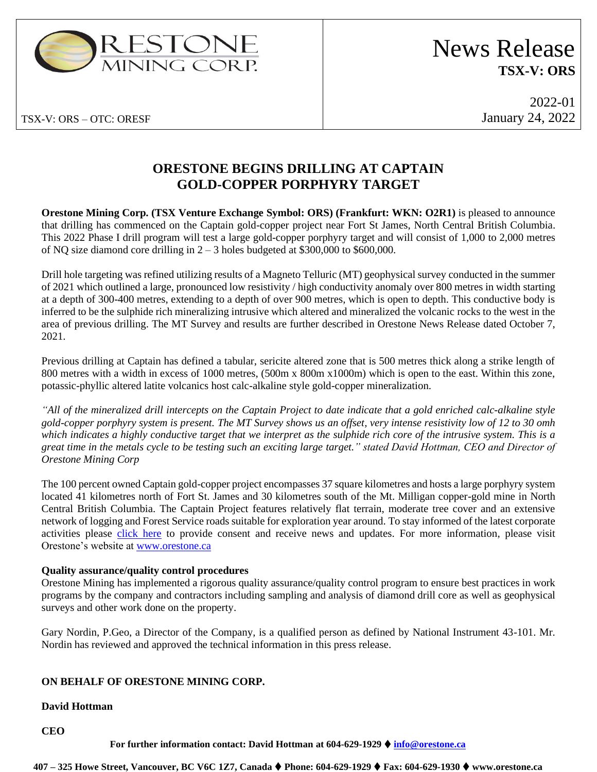News Release
**TSX-V: ORS**

TSX-V: ORS – OTC: ORESF

2022-01
January 24, 2022

# ORESTONE BEGINS DRILLING AT CAPTAIN GOLD-COPPER PORPHYRY TARGET

**Orestone Mining Corp. (TSX Venture Exchange Symbol: ORS) (Frankfurt: WKN: O2R1)** is pleased to announce that drilling has commenced on the Captain gold-copper project near Fort St James, North Central British Columbia. This 2022 Phase I drill program will test a large gold-copper porphyry target and will consist of 1,000 to 2,000 metres of NQ size diamond core drilling in 2 – 3 holes budgeted at $300,000 to $600,000.

Drill hole targeting was refined utilizing results of a Magneto Telluric (MT) geophysical survey conducted in the summer of 2021 which outlined a large, pronounced low resistivity / high conductivity anomaly over 800 metres in width starting at a depth of 300-400 metres, extending to a depth of over 900 metres, which is open to depth. This conductive body is inferred to be the sulphide rich mineralizing intrusive which altered and mineralized the volcanic rocks to the west in the area of previous drilling. The MT Survey and results are further described in Orestone News Release dated October 7, 2021.

Previous drilling at Captain has defined a tabular, sericite altered zone that is 500 metres thick along a strike length of 800 metres with a width in excess of 1000 metres, (500m x 800m x1000m) which is open to the east. Within this zone, potassic-phyllic altered latite volcanics host calc-alkaline style gold-copper mineralization.

*"All of the mineralized drill intercepts on the Captain Project to date indicate that a gold enriched calc-alkaline style gold-copper porphyry system is present. The MT Survey shows us an offset, very intense resistivity low of 12 to 30 omh which indicates a highly conductive target that we interpret as the sulphide rich core of the intrusive system. This is a great time in the metals cycle to be testing such an exciting large target." stated David Hottman, CEO and Director of Orestone Mining Corp*

The 100 percent owned Captain gold-copper project encompasses 37 square kilometres and hosts a large porphyry system located 41 kilometres north of Fort St. James and 30 kilometres south of the Mt. Milligan copper-gold mine in North Central British Columbia. The Captain Project features relatively flat terrain, moderate tree cover and an extensive network of logging and Forest Service roads suitable for exploration year around. To stay informed of the latest corporate activities please click here to provide consent and receive news and updates. For more information, please visit Orestone's website at www.orestone.ca

**Quality assurance/quality control procedures**

Orestone Mining has implemented a rigorous quality assurance/quality control program to ensure best practices in work programs by the company and contractors including sampling and analysis of diamond drill core as well as geophysical surveys and other work done on the property.

Gary Nordin, P.Geo, a Director of the Company, is a qualified person as defined by National Instrument 43-101. Mr. Nordin has reviewed and approved the technical information in this press release.

**ON BEHALF OF ORESTONE MINING CORP.**

**David Hottman**

**CEO**

**For further information contact: David Hottman at 604-629-1929 ♦ info@orestone.ca**

**407 – 325 Howe Street, Vancouver, BC V6C 1Z7, Canada ♦ Phone: 604-629-1929 ♦ Fax: 604-629-1930 ♦ www.orestone.ca**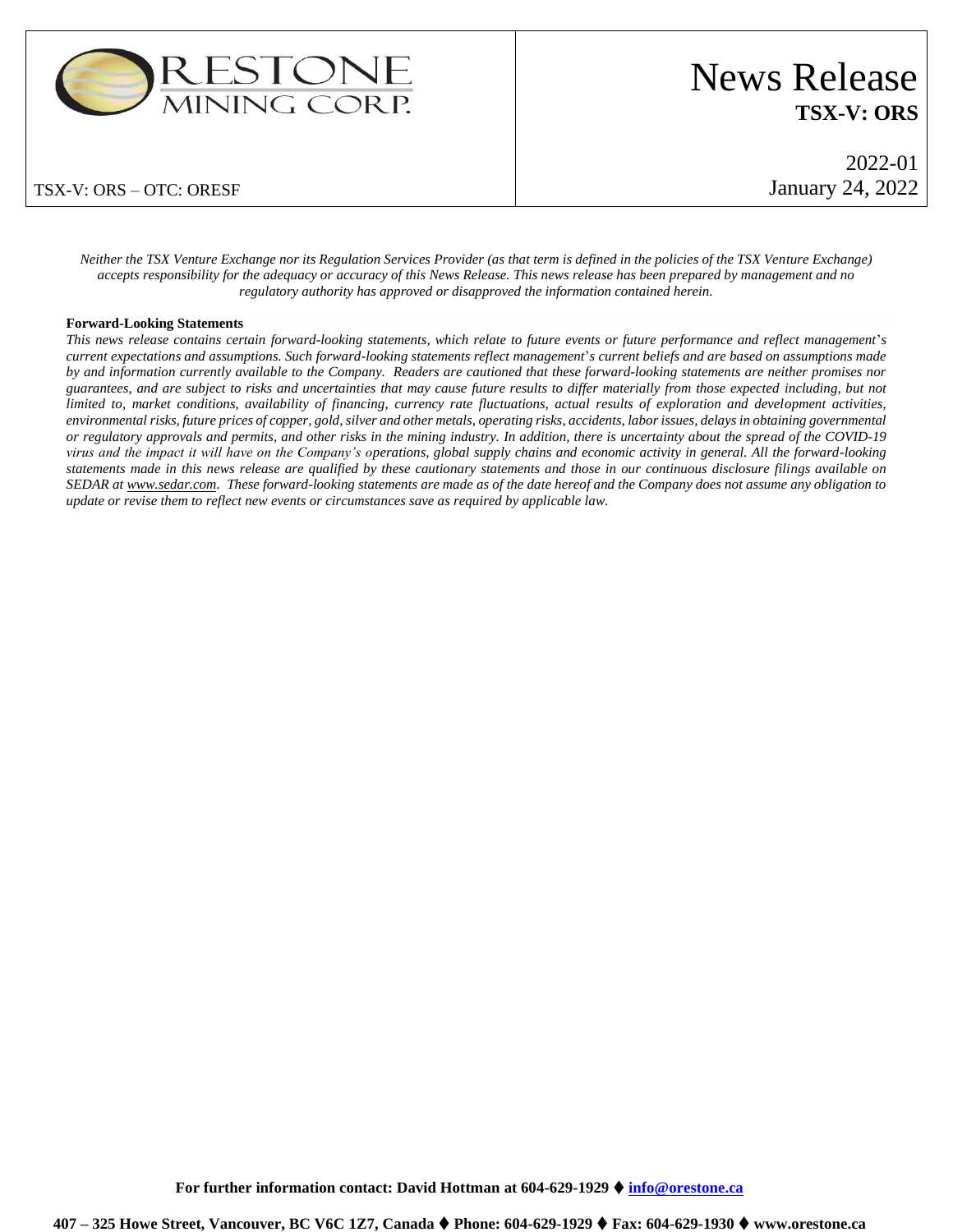*Neither the TSX Venture Exchange nor its Regulation Services Provider (as that term is defined in the policies of the TSX Venture Exchange) accepts responsibility for the adequacy or accuracy of this News Release. This news release has been prepared by management and no regulatory authority has approved or disapproved the information contained herein.*

**Forward-Looking Statements**

*This news release contains certain forward-looking statements, which relate to future events or future performance and reflect management's current expectations and assumptions. Such forward-looking statements reflect management's current beliefs and are based on assumptions made by and information currently available to the Company. Readers are cautioned that these forward-looking statements are neither promises nor guarantees, and are subject to risks and uncertainties that may cause future results to differ materially from those expected including, but not limited to, market conditions, availability of financing, currency rate fluctuations, actual results of exploration and development activities, environmental risks, future prices of copper, gold, silver and other metals, operating risks, accidents, labor issues, delays in obtaining governmental or regulatory approvals and permits, and other risks in the mining industry. In addition, there is uncertainty about the spread of the COVID-19 virus and the impact it will have on the Company's operations, global supply chains and economic activity in general. All the forward-looking statements made in this news release are qualified by these cautionary statements and those in our continuous disclosure filings available on SEDAR at www.sedar.com. These forward-looking statements are made as of the date hereof and the Company does not assume any obligation to update or revise them to reflect new events or circumstances save as required by applicable law.*